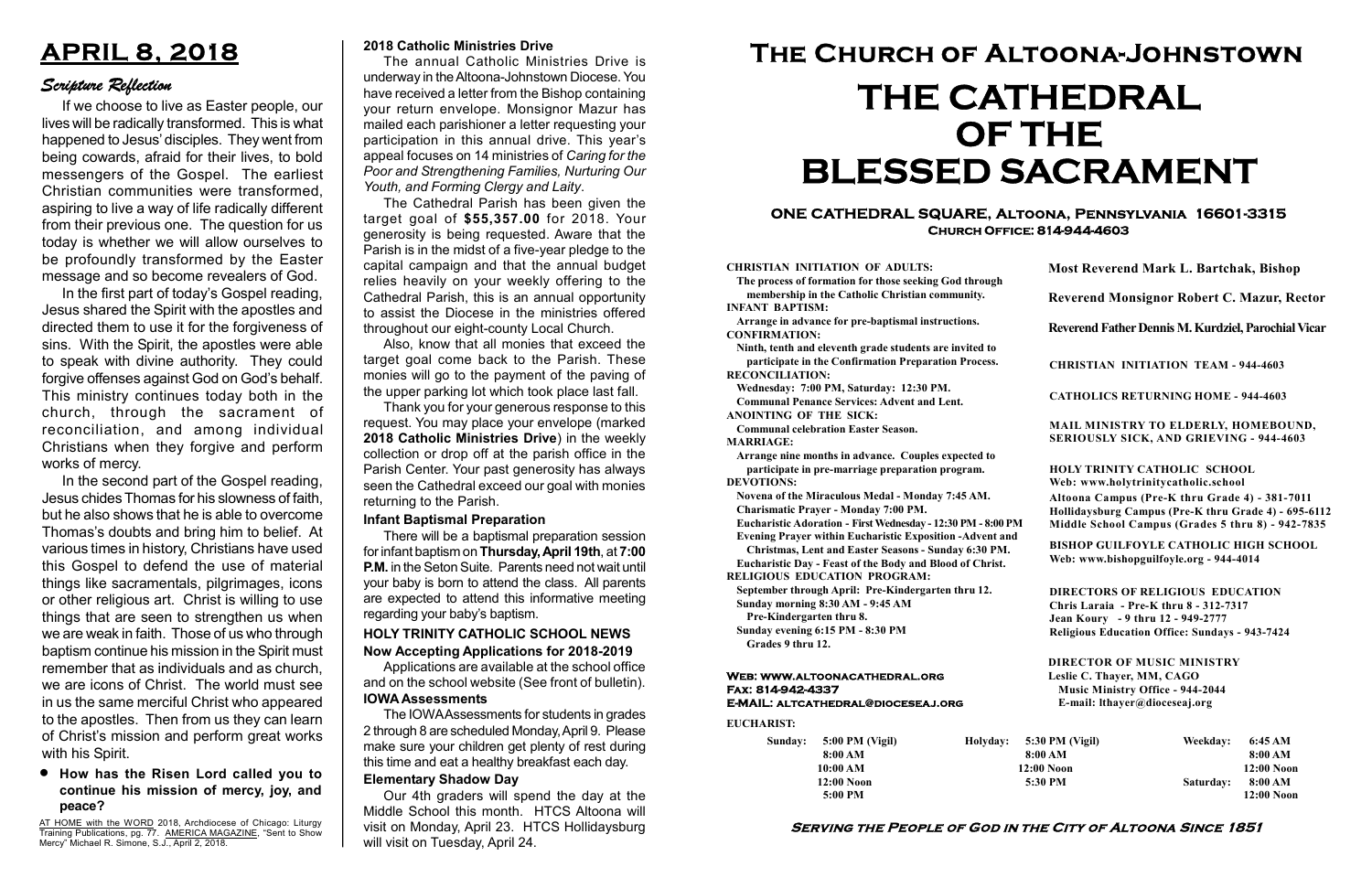# APRIL 8, 2018

## Scripture Reflection

If we choose to live as Easter people, our lives will be radically transformed. This is what happened to Jesus' disciples. They went from being cowards, afraid for their lives, to bold messengers of the Gospel. The earliest Christian communities were transformed, aspiring to live a way of life radically different from their previous one. The question for us today is whether we will allow ourselves to be profoundly transformed by the Easter message and so become revealers of God.

In the first part of today's Gospel reading, Jesus shared the Spirit with the apostles and directed them to use it for the forgiveness of sins. With the Spirit, the apostles were able to speak with divine authority. They could forgive offenses against God on God's behalf. This ministry continues today both in the church, through the sacrament of reconciliation, and among individual Christians when they forgive and perform works of mercy.

In the second part of the Gospel reading, Jesus chides Thomas for his slowness of faith, but he also shows that he is able to overcome Thomas's doubts and bring him to belief. At various times in history, Christians have used this Gospel to defend the use of material things like sacramentals, pilgrimages, icons or other religious art. Christ is willing to use things that are seen to strengthen us when we are weak in faith. Those of us who through baptism continue his mission in the Spirit must remember that as individuals and as church, we are icons of Christ. The world must see in us the same merciful Christ who appeared to the apostles. Then from us they can learn of Christ's mission and perform great works with his Spirit.

- **How has the Risen Lord called you to continue his mission of mercy, joy, and peace?**

AT HOME with the WORD 2018, Archdiocese of Chicago: Liturgy Training Publications, pg. 77. AMERICA MAGAZINE, "Sent to Show Mercy" Michael R. Simone, S.J., April 2, 2018.

### 2018 Catholic Ministries Drive

The annual Catholic Ministries Drive is underway in the Altoona-Johnstown Diocese. You have received a letter from the Bishop containing your return envelope. Monsignor Mazur has mailed each parishioner a letter requesting your participation in this annual drive. This year's appeal focuses on 14 ministries of *Caring for the Poor and Strengthening Families, Nurturing Our Youth, and Forming Clergy and Laity*.

The Cathedral Parish has been given the target goal of **$55,357.00** for 2018. Your generosity is being requested. Aware that the Parish is in the midst of a five-year pledge to the capital campaign and that the annual budget relies heavily on your weekly offering to the Cathedral Parish, this is an annual opportunity to assist the Diocese in the ministries offered throughout our eight-county Local Church.

Also, know that all monies that exceed the target goal come back to the Parish. These monies will go to the payment of the paving of the upper parking lot which took place last fall.

Thank you for your generous response to this request. You may place your envelope (marked **2018 Catholic Ministries Drive**) in the weekly collection or drop off at the parish office in the Parish Center. Your past generosity has always seen the Cathedral exceed our goal with monies returning to the Parish.

### Infant Baptismal Preparation

There will be a baptismal preparation session for infant baptism on **Thursday, April 19th**, at **7:00 P.M.** in the Seton Suite. Parents need not wait until your baby is born to attend the class. All parents are expected to attend this informative meeting regarding your baby's baptism.

### HOLY TRINITY CATHOLIC SCHOOL NEWS

### Now Accepting Applications for 2018-2019

Applications are available at the school office and on the school website (See front of bulletin).

### IOWA Assessments

The IOWA Assessments for students in grades 2 through 8 are scheduled Monday, April 9. Please make sure your children get plenty of rest during this time and eat a healthy breakfast each day.

### Elementary Shadow Day

Our 4th graders will spend the day at the Middle School this month. HTCS Altoona will visit on Monday, April 23. HTCS Hollidaysburg will visit on Tuesday, April 24.

# The Church of Altoona-Johnstown

# THE CATHEDRAL OF THE BLESSED SACRAMENT

## ONE CATHEDRAL SQUARE, Altoona, Pennsylvania 16601-3315
**Church Office: 814-944-4603**

**CHRISTIAN INITIATION OF ADULTS:**
The process of formation for those seeking God through membership in the Catholic Christian community.
**INFANT BAPTISM:**
Arrange in advance for pre-baptismal instructions.
**CONFIRMATION:**
Ninth, tenth and eleventh grade students are invited to participate in the Confirmation Preparation Process.
**RECONCILIATION:**
Wednesday: 7:00 PM, Saturday: 12:30 PM.
Communal Penance Services: Advent and Lent.
**ANOINTING OF THE SICK:**
Communal celebration Easter Season.
**MARRIAGE:**
Arrange nine months in advance. Couples expected to participate in pre-marriage preparation program.
**DEVOTIONS:**
Novena of the Miraculous Medal - Monday 7:45 AM.
Charismatic Prayer - Monday 7:00 PM.
Eucharistic Adoration - First Wednesday - 12:30 PM - 8:00 PM
Evening Prayer within Eucharistic Exposition -Advent and Christmas, Lent and Easter Seasons - Sunday 6:30 PM.
Eucharistic Day - Feast of the Body and Blood of Christ.
**RELIGIOUS EDUCATION PROGRAM:**
September through April: Pre-Kindergarten thru 12.
Sunday morning 8:30 AM - 9:45 AM
Pre-Kindergarten thru 8.
Sunday evening 6:15 PM - 8:30 PM
Grades 9 thru 12.

**Most Reverend Mark L. Bartchak, Bishop**

**Reverend Monsignor Robert C. Mazur, Rector**

**Reverend Father Dennis M. Kurdziel, Parochial Vicar**

**CHRISTIAN INITIATION TEAM - 944-4603**

**CATHOLICS RETURNING HOME - 944-4603**

**MAIL MINISTRY TO ELDERLY, HOMEBOUND, SERIOUSLY SICK, AND GRIEVING - 944-4603**

**HOLY TRINITY CATHOLIC SCHOOL**
**Web: www.holytrinitycatholic.school**
Altoona Campus (Pre-K thru Grade 4) - 381-7011
Hollidaysburg Campus (Pre-K thru Grade 4) - 695-6112
Middle School Campus (Grades 5 thru 8) - 942-7835

**BISHOP GUILFOYLE CATHOLIC HIGH SCHOOL**
**Web: www.bishopguilfoyle.org - 944-4014**

**DIRECTORS OF RELIGIOUS EDUCATION**
Chris Laraia - Pre-K thru 8 - 312-7317
Jean Koury - 9 thru 12 - 949-2777
Religious Education Office: Sundays - 943-7424

**DIRECTOR OF MUSIC MINISTRY**
Leslie C. Thayer, MM, CAGO
Music Ministry Office - 944-2044
E-mail: lthayer@dioceseaj.org

**Web: www.altoonacathedral.org**
**Fax: 814-942-4337**
**E-MAIL: altcathedral@dioceseaj.org**

**EUCHARIST:**

| Sunday: | 5:00 PM (Vigil) | Holyday: | 5:30 PM (Vigil) | Weekday: | 6:45 AM |
|---|---|---|---|---|---|
| | 8:00 AM | | 8:00 AM | | 8:00 AM |
| | 10:00 AM | | 12:00 Noon | | 12:00 Noon |
| | 12:00 Noon | | 5:30 PM | Saturday: | 8:00 AM |
| | 5:00 PM | | | | 12:00 Noon |

**Serving the People of God in the City of Altoona Since 1851**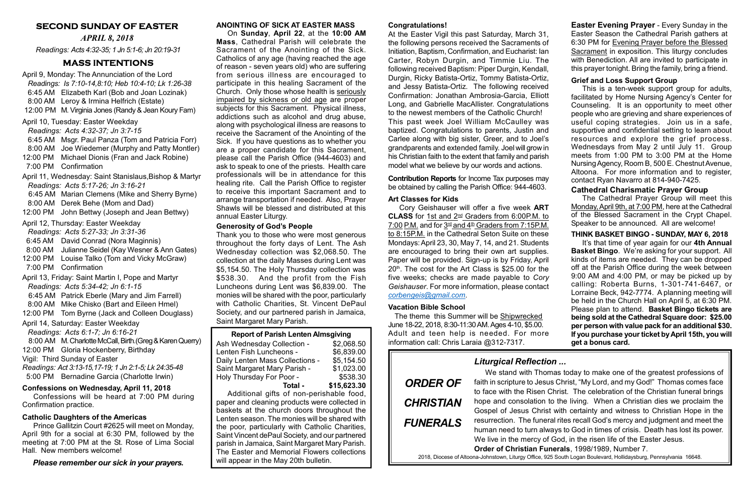# SECOND SUNDAY OF EASTER

*APRIL 8, 2018*

*Readings: Acts 4:32-35; 1 Jn 5:1-6; Jn 20:19-31*

## MASS INTENTIONS

April 9, Monday: The Annunciation of the Lord
*Readings: Is 7:10-14,8:10; Heb 10:4-10; Lk 1:26-38*
6:45 AM Elizabeth Karl (Bob and Joan Lozinak)
8:00 AM Leroy & Irmina Helfrich (Estate)
12:00 PM M. Virginia Jones (Randy & Jean Koury Fam)

April 10, Tuesday: Easter Weekday
*Readings: Acts 4:32-37; Jn 3:7-15*
6:45 AM Msgr. Paul Panza (Tom and Patricia Forr)
8:00 AM Joe Wiedemer (Murphy and Patty Montler)
12:00 PM Michael Dionis (Fran and Jack Robine)
7:00 PM Confirmation

April 11, Wednesday: Saint Stanislaus,Bishop & Martyr
*Readings: Acts 5:17-26; Jn 3:16-21*
6:45 AM Marian Clemens (Mike and Sherry Byrne)
8:00 AM Derek Behe (Mom and Dad)
12:00 PM John Bettwy (Joseph and Jean Bettwy)

April 12, Thursday: Easter Weekday
*Readings: Acts 5:27-33; Jn 3:31-36*
6:45 AM David Conrad (Nora Maginnis)
8:00 AM Julianne Seidel (Kay Wesner & Ann Gates)
12:00 PM Louise Talko (Tom and Vicky McGraw)
7:00 PM Confirmation

April 13, Friday: Saint Martin I, Pope and Martyr
*Readings: Acts 5:34-42; Jn 6:1-15*
6:45 AM Patrick Eberle (Mary and Jim Farrell)
8:00 AM Mike Chisko (Bart and Eileen Hmel)
12:00 PM Tom Byrne (Jack and Colleen Douglass)

April 14, Saturday: Easter Weekday
*Readings: Acts 6:1-7; Jn 6:16-21*
8:00 AM M. Charlotte McCall, Birth.(Greg & Karen Querry)
12:00 PM Gloria Hockenberry, Birthday
Vigil: Third Sunday of Easter
*Readings: Act 3:13-15,17-19; 1 Jn 2:1-5; Lk 24:35-48*
5:00 PM Bernadine Garcia (Charlotte Irwin)

### Confessions on Wednesday, April 11, 2018

Confessions will be heard at 7:00 PM during Confirmation practice.

### Catholic Daughters of the Americas

Prince Gallitzin Court #2625 will meet on Monday, April 9th for a social at 6:30 PM, followed by the meeting at 7:00 PM at the St. Rose of Lima Social Hall. New members welcome!

***Please remember our sick in your prayers.***

### ANOINTING OF SICK AT EASTER MASS

On **Sunday**, **April 22**, at the **10:00 AM Mass**, Cathedral Parish will celebrate the Sacrament of the Anointing of the Sick. Catholics of any age (having reached the age of reason - seven years old) who are suffering from serious illness are encouraged to participate in this healing Sacrament of the Church. Only those whose health is seriously impaired by sickness or old age are proper subjects for this Sacrament. Physical illness, addictions such as alcohol and drug abuse, along with psychological illness are reasons to receive the Sacrament of the Anointing of the Sick. If you have questions as to whether you are a proper candidate for this Sacrament, please call the Parish Office (944-4603) and ask to speak to one of the priests. Health care professionals will be in attendance for this healing rite. Call the Parish Office to register to receive this important Sacrament and to arrange transportation if needed. Also, Prayer Shawls will be blessed and distributed at this annual Easter Liturgy.

### Generosity of God's People

Thank you to those who were most generous throughout the forty days of Lent. The Ash Wednesday collection was $2,068.50. The collection at the daily Masses during Lent was $5,154.50. The Holy Thursday collection was $538.30. And the profit from the Fish Luncheons during Lent was $6,839.00. The monies will be shared with the poor, particularly with Catholic Charities, St. Vincent DePaul Society, and our partnered parish in Jamaica, Saint Margaret Mary Parish.

**Report of Parish Lenten Almsgiving**

| | |
|---|---|
| Ash Wednesday Collection - | $2,068.50 |
| Lenten Fish Luncheons - | $6,839.00 |
| Daily Lenten Mass Collections - | $5,154.50 |
| Saint Margaret Mary Parish - | $1,023.00 |
| Holy Thursday For Poor - | $538.30 |
| **Total -** | **$15,623.30** |

Additional gifts of non-perishable food, paper and cleaning products were collected in baskets at the church doors throughout the Lenten season. The monies will be shared with the poor, particularly with Catholic Charities, Saint Vincent dePaul Society, and our partnered parish in Jamaica, Saint Margaret Mary Parish. The Easter and Memorial Flowers collections will appear in the May 20th bulletin.

### Congratulations!

At the Easter Vigil this past Saturday, March 31, the following persons received the Sacraments of Initiation, Baptism, Confirmation, and Eucharist: Ian Carter, Robyn Durgin, and Timmie Liu. The following received Baptism: Piper Durgin, Kendall, Durgin, Ricky Batista-Ortiz, Tommy Batista-Ortiz, and Jessy Batista-Ortiz. The following received Confirmation: Jonathan Ambrosia-Garcia, Elliott Long, and Gabrielle MacAllister. Congratulations to the newest members of the Catholic Church!

This past week Joel William McCaulley was baptized. Congratulations to parents, Justin and Carlee along with big sister, Greer, and to Joel's grandparents and extended family. Joel will grow in his Christian faith to the extent that family and parish model what we believe by our words and actions.

**Contribution Reports** for Income Tax purposes may be obtained by calling the Parish Office: 944-4603.

### Art Classes for Kids

Cory Geishauser will offer a five week **ART CLASS** for 1st and 2nd Graders from 6:00P.M. to 7:00 P.M. and for 3rd and 4th Graders from 7:15P.M. to 8:15P.M. in the Cathedral Seton Suite on these Mondays: April 23, 30, May 7, 14, and 21. Students are encouraged to bring their own art supplies. Paper will be provided. Sign-up is by Friday, April 20th. The cost for the Art Class is $25.00 for the five weeks; checks are made payable to *Cory Geishauser*. For more information, please contact *corbengeis@gmail.com*.

### Vacation Bible School

The theme this Summer will be Shipwrecked June 18-22, 2018, 8:30-11:30 AM. Ages 4-10, $5.00. Adult and teen help is needed. For more information call: Chris Laraia @312-7317.

**Easter Evening Prayer** - Every Sunday in the Easter Season the Cathedral Parish gathers at 6:30 PM for Evening Prayer before the Blessed Sacrament in exposition. This liturgy concludes with Benediction. All are invited to participate in this prayer tonight. Bring the family, bring a friend.

### Grief and Loss Support Group

This is a ten-week support group for adults, facilitated by Home Nursing Agency's Center for Counseling. It is an opportunity to meet other people who are grieving and share experiences of useful coping strategies. Join us in a safe, supportive and confidential setting to learn about resources and explore the grief process. Wednesdays from May 2 until July 11. Group meets from 1:00 PM to 3:00 PM at the Home Nursing Agency, Room B, 500 E. Chestnut Avenue, Altoona. For more information and to register, contact Ryan Navarro at 814-940-7425.

### Cathedral Charismatic Prayer Group

The Cathedral Prayer Group will meet this Monday, April 9th, at 7:00 PM, here at the Cathedral of the Blessed Sacrament in the Crypt Chapel. Speaker to be announced. All are welcome!

### THINK BASKET BINGO - SUNDAY, MAY 6, 2018

It's that time of year again for our **4th Annual Basket Bingo**. We're asking for your support. All kinds of items are needed. They can be dropped off at the Parish Office during the week between 9:00 AM and 4:00 PM, or may be picked up by calling: Roberta Burns, 1-301-741-6467, or Lorraine Beck, 942-7774. A planning meeting will be held in the Church Hall on April 5, at 6:30 PM. Please plan to attend. **Basket Bingo tickets are being sold at the Cathedral Square door: $25.00 per person with value pack for an additional $30. If you purchase your ticket by April 15th, you will get a bonus card.**

### *Liturgical Reflection ...*

***ORDER OF CHRISTIAN FUNERALS***

We stand with Thomas today to make one of the greatest professions of faith in scripture to Jesus Christ, "My Lord, and my God!" Thomas comes face to face with the Risen Christ. The celebration of the Christian funeral brings hope and consolation to the living. When a Christian dies we proclaim the Gospel of Jesus Christ with certainty and witness to Christian Hope in the resurrection. The funeral rites recall God's mercy and judgment and meet the human need to turn always to God in times of crisis. Death has lost its power. We live in the mercy of God, in the risen life of the Easter Jesus.

**Order of Christian Funerals**, 1998/1989, Number 7.

2018, Diocese of Altoona-Johnstown, Liturgy Office, 925 South Logan Boulevard, Hollidaysburg, Pennsylvania 16648.